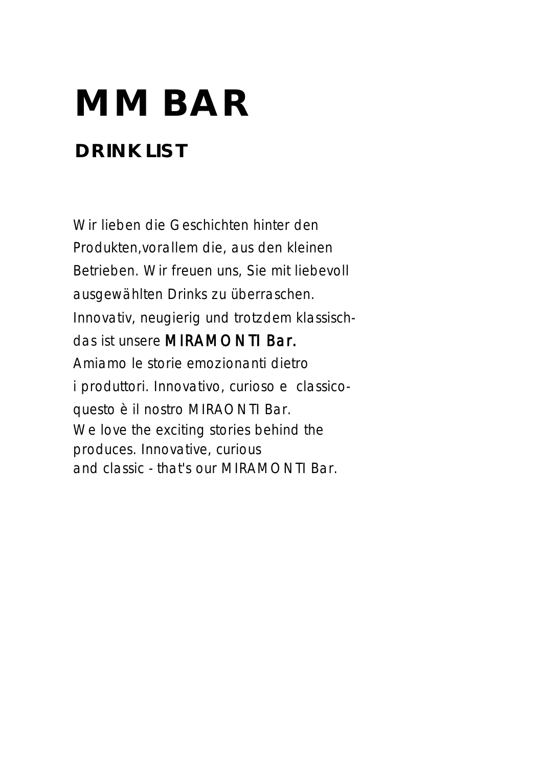# MM BAR

## DRINK LIST

Wir lieben die Geschichten hinter den Produkten,vorallem die, aus den kleinen Betrieben. Wir freuen uns, Sie mit liebevoll ausgewählten Drinks zu überraschen. Innovativ, neugierig und trotzdem klassisch- das ist unsere MIRAMONTI Bar.

Amiamo le storie emozionanti dietro i produttori. Innovativo, curioso e classico- questo è il nostro MIRAONTI Bar.

We love the exciting stories behind the produces. Innovative, curious and classic - that's our MIRAMONTI Bar.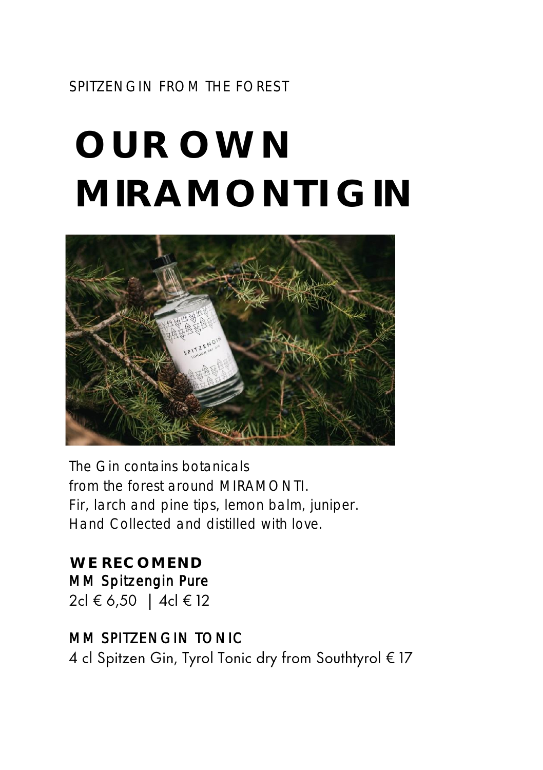SPITZENGIN FROM THE FOREST

# OUR OWN MIRAMONTI GIN

The Gin contains botanicals
from the forest around MIRAMONTI.
Fir, larch and pine tips, lemon balm, juniper.
Hand Collected and distilled with love.

**WE RECOMEND**

MM Spitzengin Pure
2cl € 6,50 | 4cl € 12

MM SPITZENGIN TONIC
4 cl Spitzen Gin, Tyrol Tonic dry from Southtyrol € 17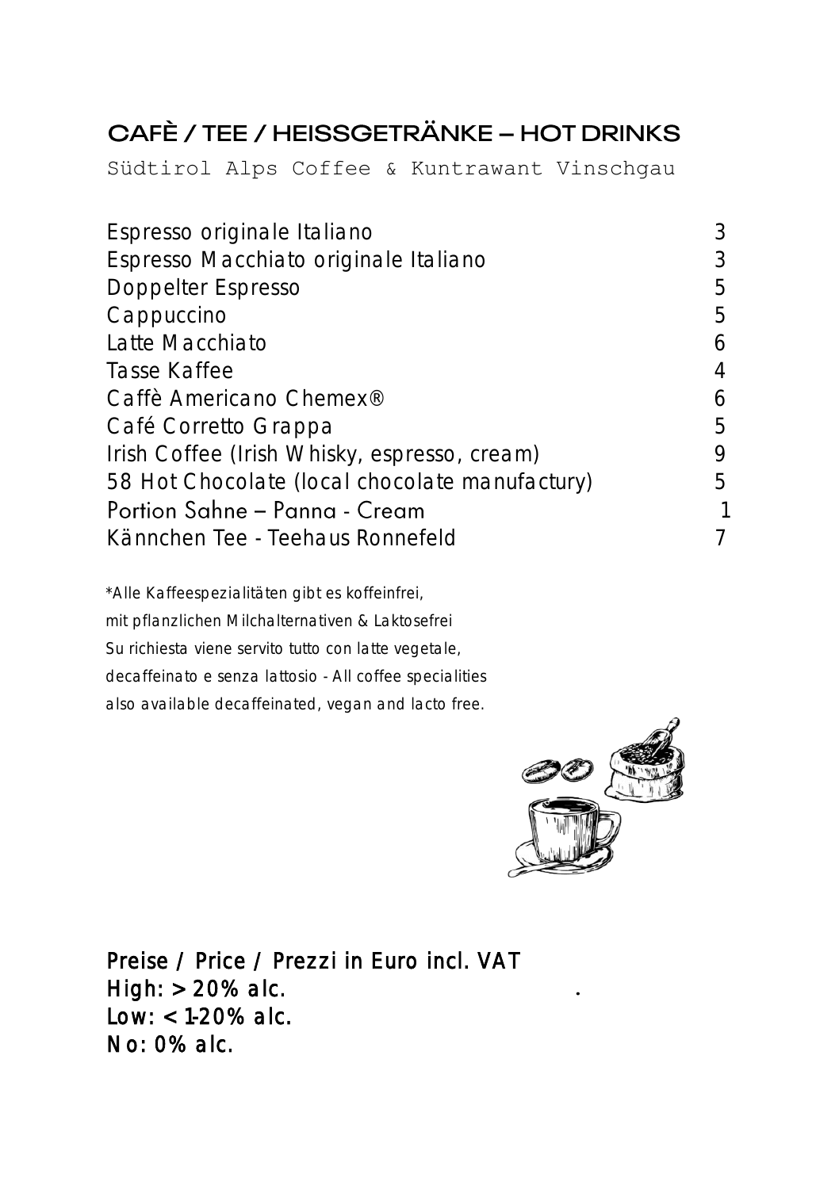## CAFÈ / TEE / HEISSGETRÄNKE – HOT DRINKS

Südtirol Alps Coffee & Kuntrawant Vinschgau

| | |
|---|---|
| Espresso originale Italiano | 3 |
| Espresso Macchiato originale Italiano | 3 |
| Doppelter Espresso | 5 |
| Cappuccino | 5 |
| Latte Macchiato | 6 |
| Tasse Kaffee | 4 |
| Caffè Americano Chemex® | 6 |
| Café Corretto Grappa | 5 |
| Irish Coffee (Irish Whisky, espresso, cream) | 9 |
| 58 Hot Chocolate (local chocolate manufactury) | 5 |
| Portion Sahne – Panna - Cream | 1 |
| Kännchen Tee - Teehaus Ronnefeld | 7 |

*Alle Kaffeespezialitäten gibt es koffeinfrei,
mit pflanzlichen Milchalternativen & Laktosefrei
Su richiesta viene servito tutto con latte vegetale,
decaffeinato e senza lattosio - All coffee specialities
also available decaffeinated, vegan and lacto free.

Preise / Price / Prezzi in Euro incl. VAT
High: > 20% alc.
Low: < 1-20% alc.
No: 0% alc.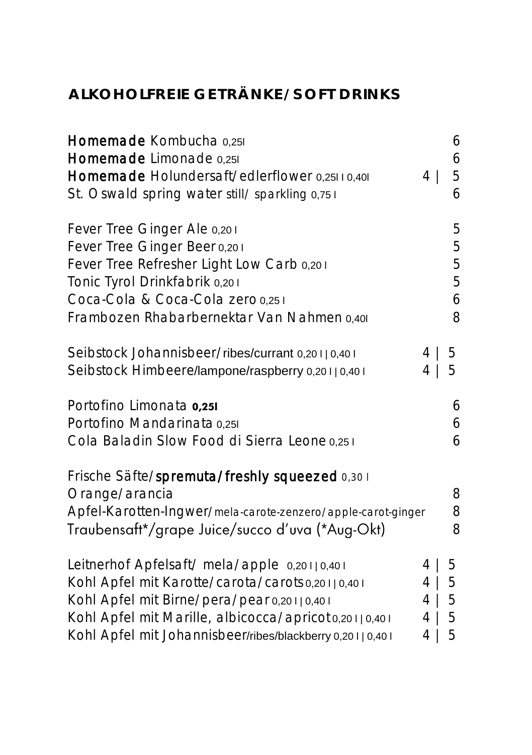# ALKOHOLFREIE GETRÄNKE/SOFT DRINKS

| | |
|---|---|
| **Homemade** Kombucha 0,25l | 6 |
| **Homemade** Limonade 0,25l | 6 |
| **Homemade** Holundersaft/edlerflower 0,25l I 0,40l | 4 \| 5 |
| St. Oswald spring water still/ sparkling 0,75 l | 6 |
| | |
| Fever Tree Ginger Ale 0,20 l | 5 |
| Fever Tree Ginger Beer 0,20 l | 5 |
| Fever Tree Refresher Light Low Carb 0,20 l | 5 |
| Tonic Tyrol Drinkfabrik 0,20 l | 5 |
| Coca-Cola & Coca-Cola zero 0,25 l | 6 |
| Frambozen Rhabarbernektar Van Nahmen 0,40l | 8 |
| | |
| Seibstock Johannisbeer/ribes/currant 0,20 l \| 0,40 l | 4 \| 5 |
| Seibstock Himbeere/lampone/raspberry 0,20 l \| 0,40 l | 4 \| 5 |
| | |
| Portofino Limonata **0,25l** | 6 |
| Portofino Mandarinata 0,25l | 6 |
| Cola Baladin Slow Food di Sierra Leone 0,25 l | 6 |
| | |
| Frische Säfte/**spremuta/freshly squeezed** 0,30 l | |
| Orange/arancia | 8 |
| Apfel-Karotten-Ingwer/mela-carote-zenzero/apple-carot-ginger | 8 |
| Traubensaft*/grape Juice/succo d'uva (*Aug-Okt) | 8 |
| | |
| Leitnerhof Apfelsaft/ mela/apple 0,20 l \| 0,40 l | 4 \| 5 |
| Kohl Apfel mit Karotte/carota/carots 0,20 l \| 0,40 l | 4 \| 5 |
| Kohl Apfel mit Birne/pera/pear 0,20 l \| 0,40 l | 4 \| 5 |
| Kohl Apfel mit Marille, albicocca/apricot 0,20 l \| 0,40 l | 4 \| 5 |
| Kohl Apfel mit Johannisbeer/ribes/blackberry 0,20 l \| 0,40 l | 4 \| 5 |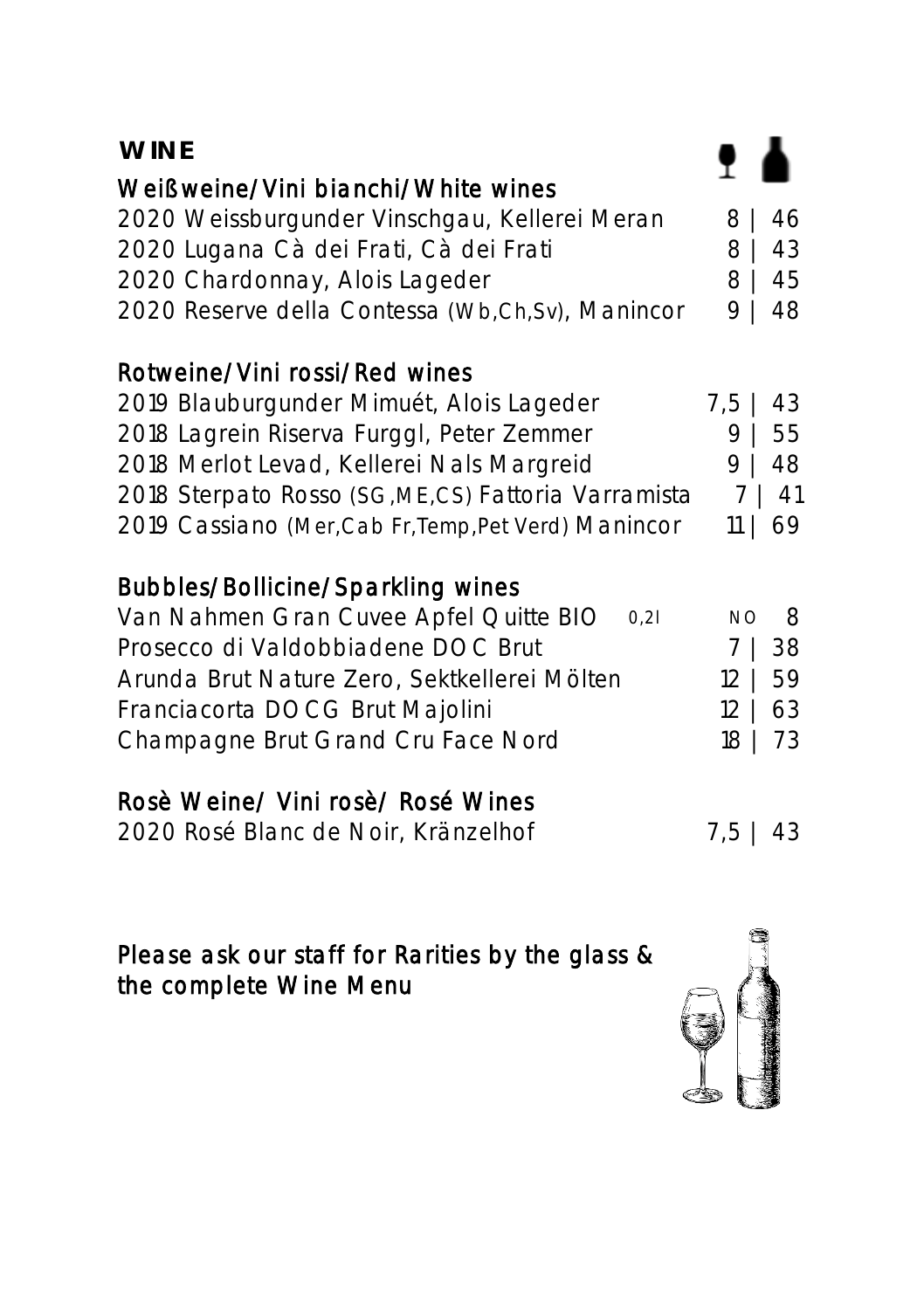# WINE

## Weißweine/Vini bianchi/White wines

| | Glass | Bottle |
|---|---|---|
| 2020 Weissburgunder Vinschgau, Kellerei Meran | 8 | 46 |
| 2020 Lugana Cà dei Frati, Cà dei Frati | 8 | 43 |
| 2020 Chardonnay, Alois Lageder | 8 | 45 |
| 2020 Reserve della Contessa (Wb,Ch,Sv), Manincor | 9 | 48 |

## Rotweine/Vini rossi/Red wines

| | Glass | Bottle |
|---|---|---|
| 2019 Blauburgunder Mimuét, Alois Lageder | 7,5 | 43 |
| 2018 Lagrein Riserva Furggl, Peter Zemmer | 9 | 55 |
| 2018 Merlot Levad, Kellerei Nals Margreid | 9 | 48 |
| 2018 Sterpato Rosso (SG,ME,CS) Fattoria Varramista | 7 | 41 |
| 2019 Cassiano (Mer,Cab Fr,Temp,Pet Verd) Manincor | 11 | 69 |

## Bubbles/Bollicine/Sparkling wines

| | Glass | Bottle |
|---|---|---|
| Van Nahmen Gran Cuvee Apfel Quitte BIO 0,2l | NO | 8 |
| Prosecco di Valdobbiadene DOC Brut | 7 | 38 |
| Arunda Brut Nature Zero, Sektkellerei Mölten | 12 | 59 |
| Franciacorta DOCG Brut Majolini | 12 | 63 |
| Champagne Brut Grand Cru Face Nord | 18 | 73 |

## Rosè Weine/ Vini rosè/ Rosé Wines

| | Glass | Bottle |
|---|---|---|
| 2020 Rosé Blanc de Noir, Kränzelhof | 7,5 | 43 |

Please ask our staff for Rarities by the glass & the complete Wine Menu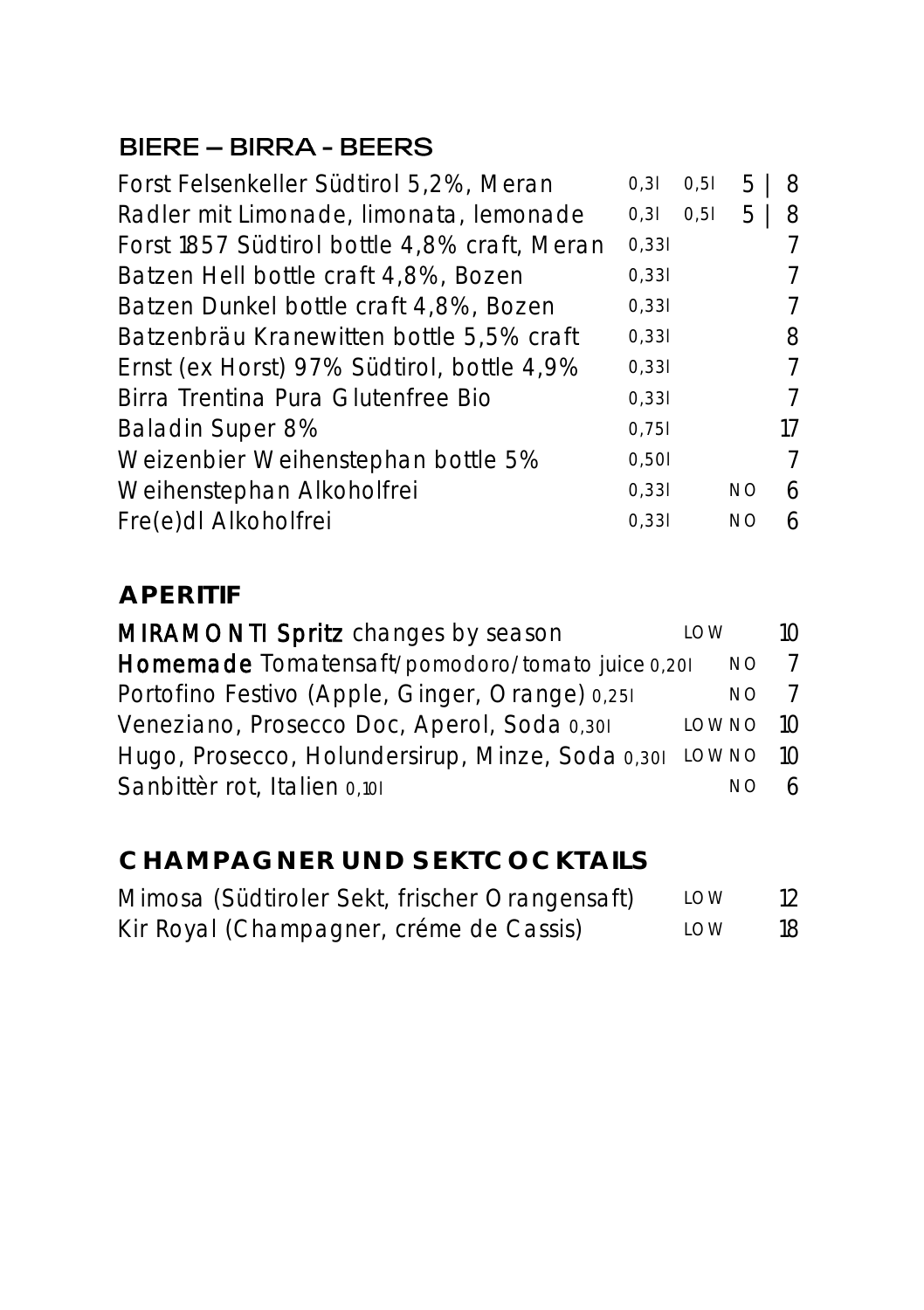## BIERE – BIRRA - BEERS

| | | | | |
|---|---|---|---|---|
| Forst Felsenkeller Südtirol 5,2%, Meran | 0,3l | 0,5l | 5 \| | 8 |
| Radler mit Limonade, limonata, lemonade | 0,3l | 0,5l | 5 \| | 8 |
| Forst 1857 Südtirol bottle 4,8% craft, Meran | 0,33l | | | 7 |
| Batzen Hell bottle craft 4,8%, Bozen | 0,33l | | | 7 |
| Batzen Dunkel bottle craft 4,8%, Bozen | 0,33l | | | 7 |
| Batzenbräu Kranewitten bottle 5,5% craft | 0,33l | | | 8 |
| Ernst (ex Horst) 97% Südtirol, bottle 4,9% | 0,33l | | | 7 |
| Birra Trentina Pura Glutenfree Bio | 0,33l | | | 7 |
| Baladin Super 8% | 0,75l | | | 17 |
| Weizenbier Weihenstephan bottle 5% | 0,50l | | | 7 |
| Weihenstephan Alkoholfrei | 0,33l | | NO | 6 |
| Fre(e)dl Alkoholfrei | 0,33l | | NO | 6 |

## APERITIF

| | | | |
|---|---|---|---|
| **MIRAMONTI Spritz** changes by season | LOW | | 10 |
| **Homemade** Tomatensaft/pomodoro/tomato juice 0,20l | | NO | 7 |
| Portofino Festivo (Apple, Ginger, Orange) 0,25l | | NO | 7 |
| Veneziano, Prosecco Doc, Aperol, Soda 0,30l | LOW | NO | 10 |
| Hugo, Prosecco, Holundersirup, Minze, Soda 0,30l | LOW | NO | 10 |
| Sanbittèr rot, Italien 0,10l | | NO | 6 |

## CHAMPAGNER UND SEKTCOCKTAILS

| | | |
|---|---|---|
| Mimosa (Südtiroler Sekt, frischer Orangensaft) | LOW | 12 |
| Kir Royal (Champagner, créme de Cassis) | LOW | 18 |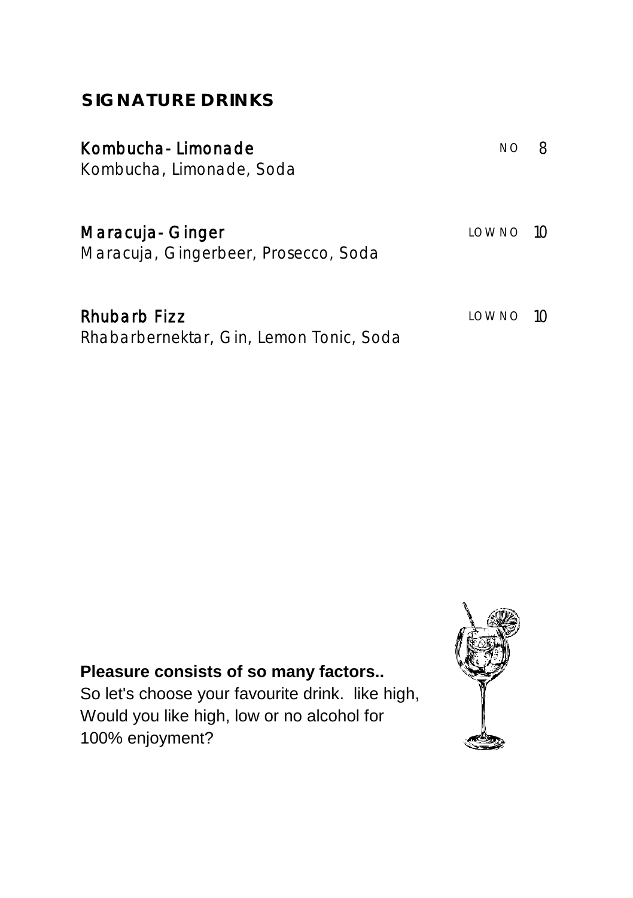## SIGNATURE DRINKS

**Kombucha - Limonade** NO 8
Kombucha, Limonade, Soda

**Maracuja - Ginger** LOW NO 10
Maracuja, Gingerbeer, Prosecco, Soda

**Rhubarb Fizz** LOW NO 10
Rhabarbernektar, Gin, Lemon Tonic, Soda

**Pleasure consists of so many factors..**
So let's choose your favourite drink. like high,
Would you like high, low or no alcohol for
100% enjoyment?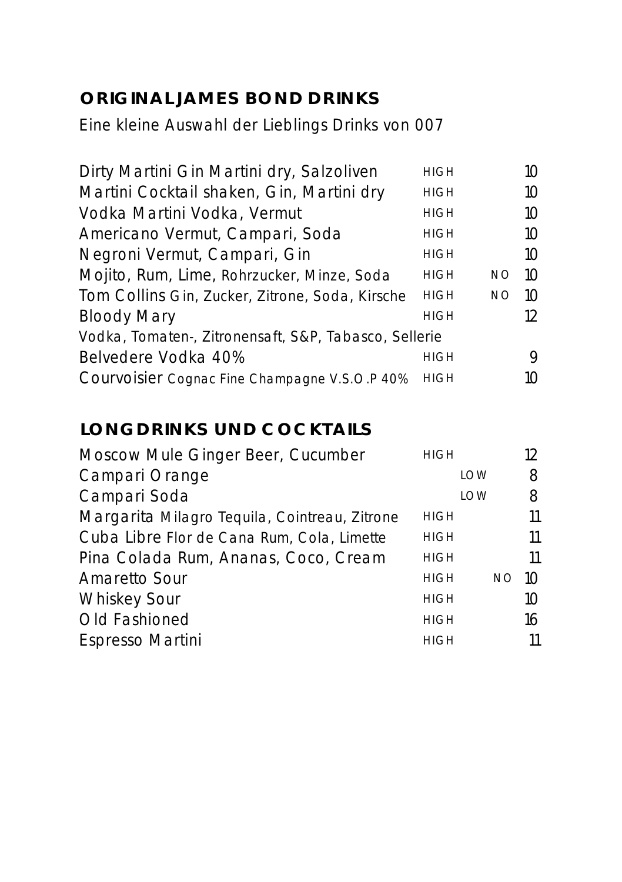## ORIGINALJAMES BOND DRINKS

Eine kleine Auswahl der Lieblings Drinks von 007

| | | | | |
|---|---|---|---|---|
| Dirty Martini Gin Martini dry, Salzoliven | HIGH | | | 10 |
| Martini Cocktail shaken, Gin, Martini dry | HIGH | | | 10 |
| Vodka Martini Vodka, Vermut | HIGH | | | 10 |
| Americano Vermut, Campari, Soda | HIGH | | | 10 |
| Negroni Vermut, Campari, Gin | HIGH | | | 10 |
| Mojito, Rum, Lime, Rohrzucker, Minze, Soda | HIGH | | NO | 10 |
| Tom Collins Gin, Zucker, Zitrone, Soda, Kirsche | HIGH | | NO | 10 |
| Bloody Mary | HIGH | | | 12 |
| Vodka, Tomaten-, Zitronensaft, S&P, Tabasco, Sellerie | | | | |
| Belvedere Vodka 40% | HIGH | | | 9 |
| Courvoisier Cognac Fine Champagne V.S.O.P 40% | HIGH | | | 10 |

## LONGDRINKS UND COCKTAILS

| | | | | |
|---|---|---|---|---|
| Moscow Mule Ginger Beer, Cucumber | HIGH | | | 12 |
| Campari Orange | | LOW | | 8 |
| Campari Soda | | LOW | | 8 |
| Margarita Milagro Tequila, Cointreau, Zitrone | HIGH | | | 11 |
| Cuba Libre Flor de Cana Rum, Cola, Limette | HIGH | | | 11 |
| Pina Colada Rum, Ananas, Coco, Cream | HIGH | | | 11 |
| Amaretto Sour | HIGH | | NO | 10 |
| Whiskey Sour | HIGH | | | 10 |
| Old Fashioned | HIGH | | | 16 |
| Espresso Martini | HIGH | | | 11 |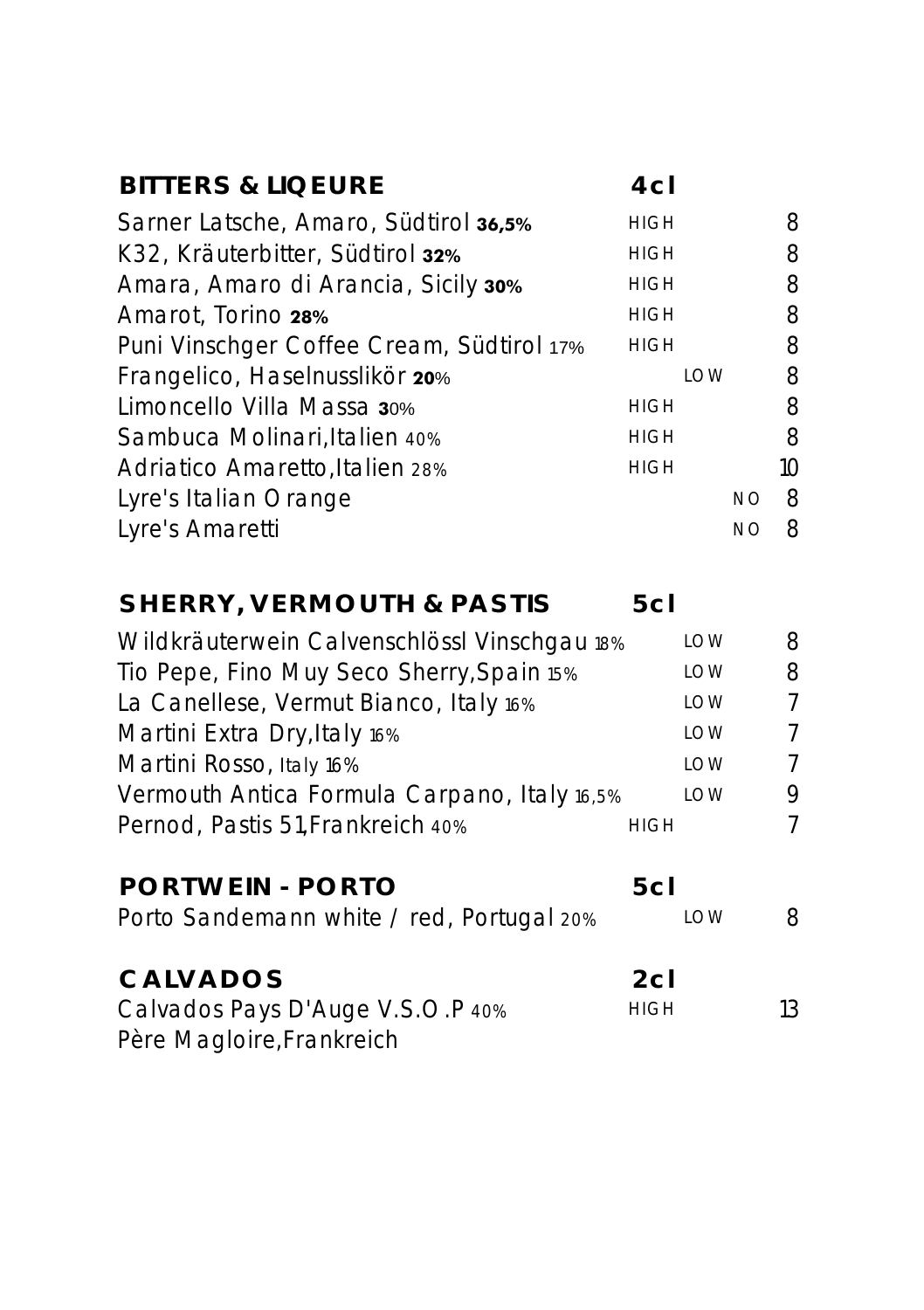| BITTERS & LIQEURE | 4cl | | | |
|---|---|---|---|---|
| Sarner Latsche, Amaro, Südtirol **36,5%** | HIGH | | | 8 |
| K32, Kräuterbitter, Südtirol **32%** | HIGH | | | 8 |
| Amara, Amaro di Arancia, Sicily **30%** | HIGH | | | 8 |
| Amarot, Torino **28%** | HIGH | | | 8 |
| Puni Vinschger Coffee Cream, Südtirol 17% | HIGH | | | 8 |
| Frangelico, Haselnusslikör **20**% | | LOW | | 8 |
| Limoncello Villa Massa **3**0% | HIGH | | | 8 |
| Sambuca Molinari,Italien 40% | HIGH | | | 8 |
| Adriatico Amaretto,Italien 28% | HIGH | | | 10 |
| Lyre's Italian Orange | | | NO | 8 |
| Lyre's Amaretti | | | NO | 8 |

| SHERRY, VERMOUTH & PASTIS | 5cl | | |
|---|---|---|---|
| Wildkräuterwein Calvenschlössl Vinschgau 18% | | LOW | 8 |
| Tio Pepe, Fino Muy Seco Sherry,Spain 15% | | LOW | 8 |
| La Canellese, Vermut Bianco, Italy 16% | | LOW | 7 |
| Martini Extra Dry,Italy 16% | | LOW | 7 |
| Martini Rosso, Italy 16% | | LOW | 7 |
| Vermouth Antica Formula Carpano, Italy 16,5% | | LOW | 9 |
| Pernod, Pastis 51,Frankreich 40% | HIGH | | 7 |

| PORTWEIN - PORTO | 5cl | | |
|---|---|---|---|
| Porto Sandemann white / red, Portugal 20% | | LOW | 8 |

| CALVADOS | 2cl | |
|---|---|---|
| Calvados Pays D'Auge V.S.O.P 40% Père Magloire,Frankreich | HIGH | 13 |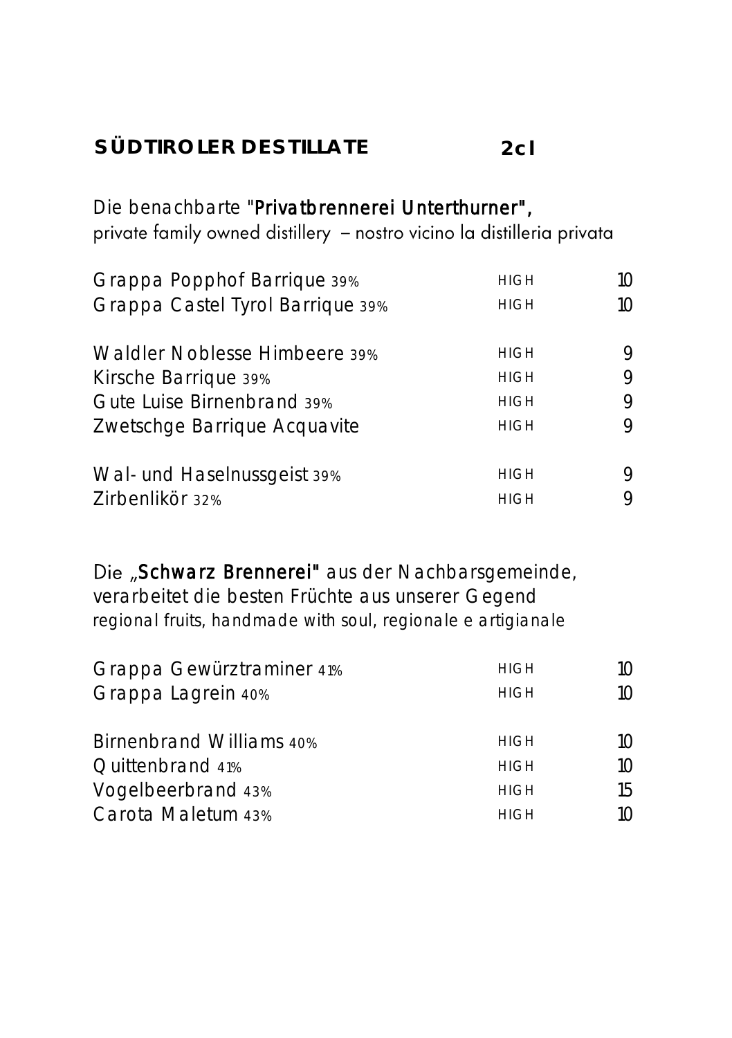## SÜDTIROLER DESTILLATE 2cl

Die benachbarte "**Privatbrennerei Unterthurner"**,
private family owned distillery – nostro vicino la distilleria privata

| | | |
|---|---|---|
| Grappa Popphof Barrique 39% | HIGH | 10 |
| Grappa Castel Tyrol Barrique 39% | HIGH | 10 |
| | | |
| Waldler Noblesse Himbeere 39% | HIGH | 9 |
| Kirsche Barrique 39% | HIGH | 9 |
| Gute Luise Birnenbrand 39% | HIGH | 9 |
| Zwetschge Barrique Acquavite | HIGH | 9 |
| | | |
| Wal- und Haselnussgeist 39% | HIGH | 9 |
| Zirbenlikör 32% | HIGH | 9 |

Die „**Schwarz Brennerei"** aus der Nachbarsgemeinde,
verarbeitet die besten Früchte aus unserer Gegend
regional fruits, handmade with soul, regionale e artigianale

| | | |
|---|---|---|
| Grappa Gewürztraminer 41% | HIGH | 10 |
| Grappa Lagrein 40% | HIGH | 10 |
| | | |
| Birnenbrand Williams 40% | HIGH | 10 |
| Quittenbrand 41% | HIGH | 10 |
| Vogelbeerbrand 43% | HIGH | 15 |
| Carota Maletum 43% | HIGH | 10 |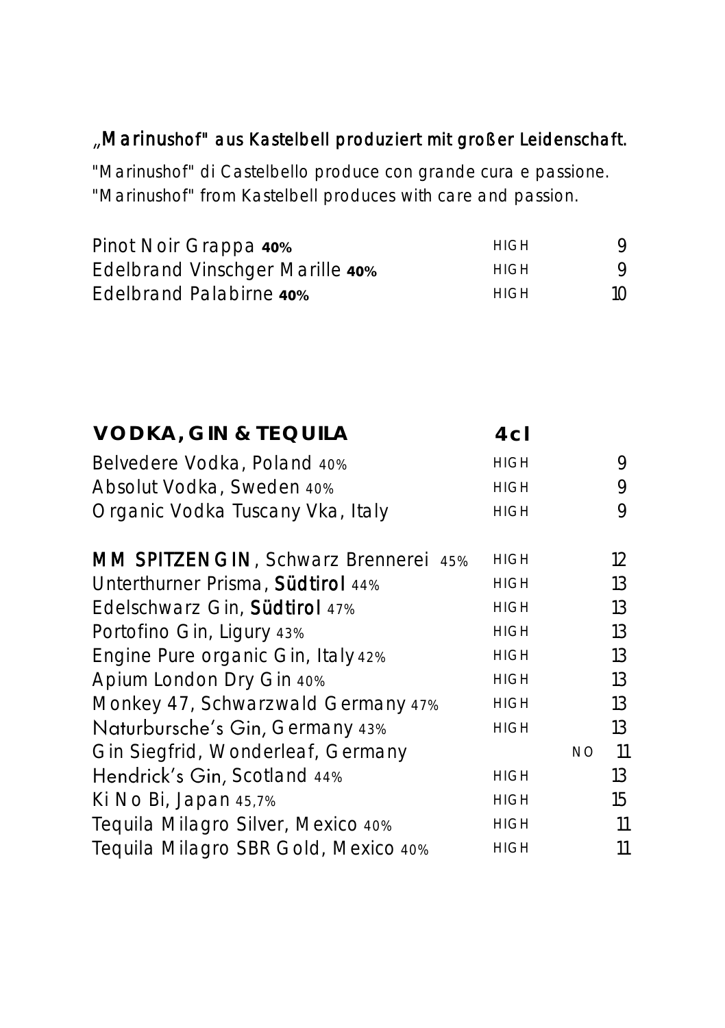„Marinushof" aus Kastelbell produziert mit großer Leidenschaft.

"Marinushof" di Castelbello produce con grande cura e passione.
"Marinushof" from Kastelbell produces with care and passion.

| | | | |
|---|---|---|---|
| Pinot Noir Grappa **40%** | HIGH | | 9 |
| Edelbrand Vinschger Marille **40%** | HIGH | | 9 |
| Edelbrand Palabirne **40%** | HIGH | | 10 |

| **VODKA, GIN & TEQUILA** | **4cl** | | |
|---|---|---|---|
| Belvedere Vodka, Poland 40% | HIGH | | 9 |
| Absolut Vodka, Sweden 40% | HIGH | | 9 |
| Organic Vodka Tuscany Vka, Italy | HIGH | | 9 |
| **MM SPITZENGIN**, Schwarz Brennerei 45% | HIGH | | 12 |
| Unterthurner Prisma, **Südtirol** 44% | HIGH | | 13 |
| Edelschwarz Gin, **Südtirol** 47% | HIGH | | 13 |
| Portofino Gin, Ligury 43% | HIGH | | 13 |
| Engine Pure organic Gin, Italy 42% | HIGH | | 13 |
| Apium London Dry Gin 40% | HIGH | | 13 |
| Monkey 47, Schwarzwald Germany 47% | HIGH | | 13 |
| Naturbursche's Gin, Germany 43% | HIGH | | 13 |
| Gin Siegfrid, Wonderleaf, Germany | | NO | 11 |
| Hendrick's Gin, Scotland 44% | HIGH | | 13 |
| Ki No Bi, Japan 45,7% | HIGH | | 15 |
| Tequila Milagro Silver, Mexico 40% | HIGH | | 11 |
| Tequila Milagro SBR Gold, Mexico 40% | HIGH | | 11 |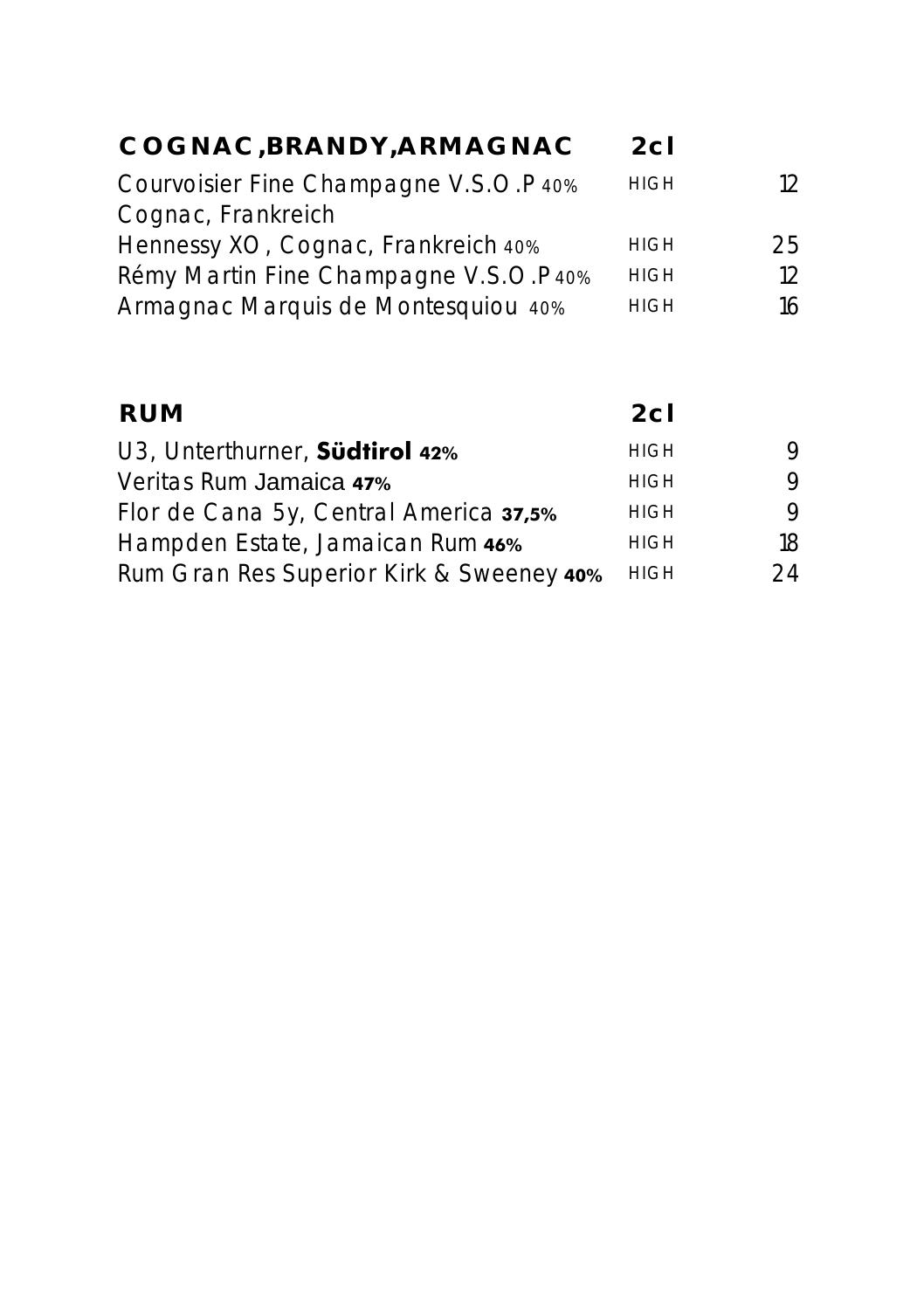| **COGNAC,BRANDY,ARMAGNAC** | **2cl** | |
|---|---|---|
| Courvoisier Fine Champagne V.S.O.P 40% Cognac, Frankreich | HIGH | 12 |
| Hennessy XO, Cognac, Frankreich 40% | HIGH | 25 |
| Rémy Martin Fine Champagne V.S.O.P 40% | HIGH | 12 |
| Armagnac Marquis de Montesquiou 40% | HIGH | 16 |

| **RUM** | **2cl** | |
|---|---|---|
| U3, Unterthurner, **Südtirol 42%** | HIGH | 9 |
| Veritas Rum Jamaica **47%** | HIGH | 9 |
| Flor de Cana 5y, Central America **37,5%** | HIGH | 9 |
| Hampden Estate, Jamaican Rum **46%** | HIGH | 18 |
| Rum Gran Res Superior Kirk & Sweeney **40%** | HIGH | 24 |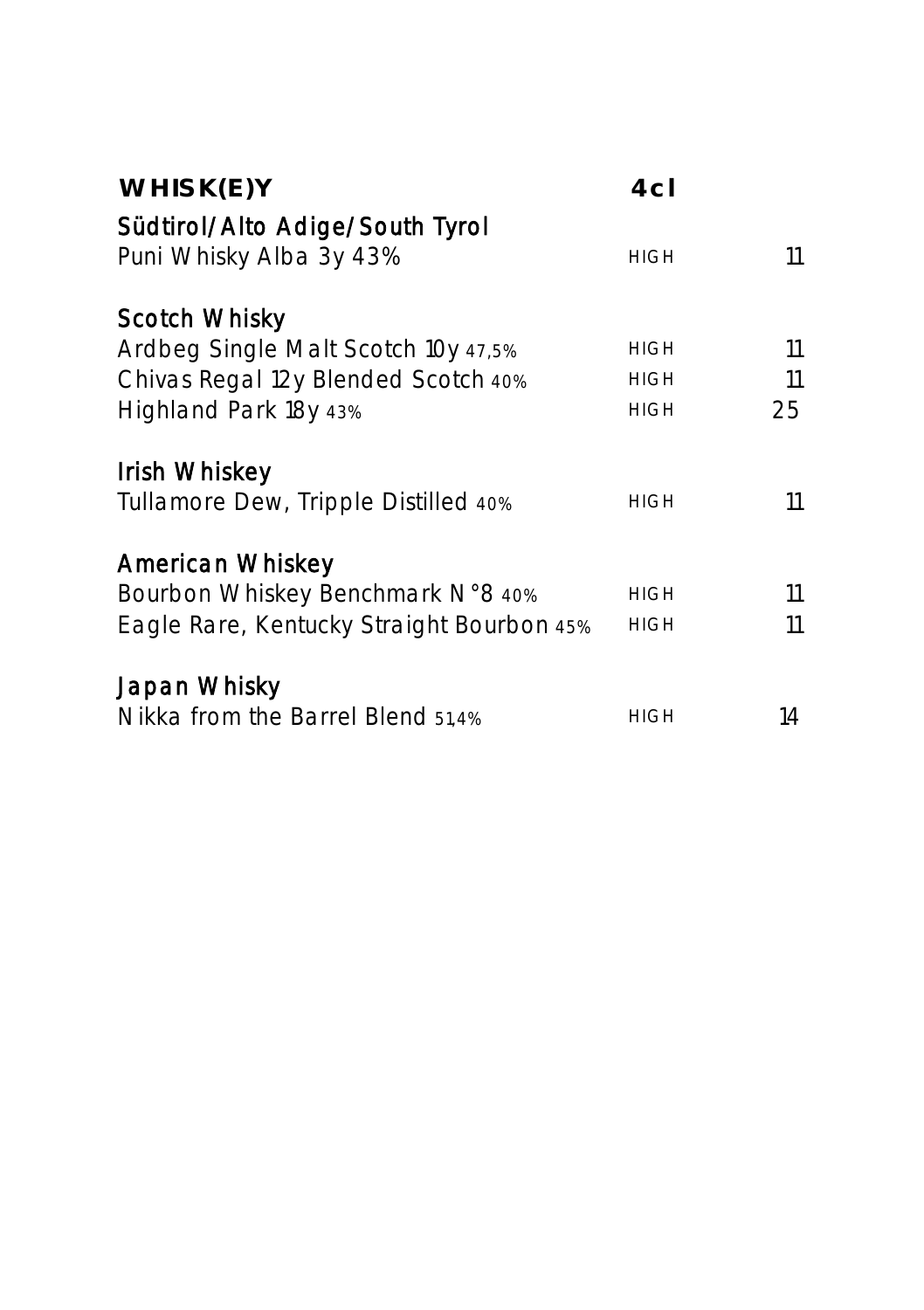| WHISK(E)Y | 4cl | |
|---|---|---|
| **Südtirol/Alto Adige/South Tyrol** | | |
| Puni Whisky Alba 3y 43% | HIGH | 11 |
| **Scotch Whisky** | | |
| Ardbeg Single Malt Scotch 10y 47,5% | HIGH | 11 |
| Chivas Regal 12y Blended Scotch 40% | HIGH | 11 |
| Highland Park 18y 43% | HIGH | 25 |
| **Irish Whiskey** | | |
| Tullamore Dew, Tripple Distilled 40% | HIGH | 11 |
| **American Whiskey** | | |
| Bourbon Whiskey Benchmark N°8 40% | HIGH | 11 |
| Eagle Rare, Kentucky Straight Bourbon 45% | HIGH | 11 |
| **Japan Whisky** | | |
| Nikka from the Barrel Blend 51,4% | HIGH | 14 |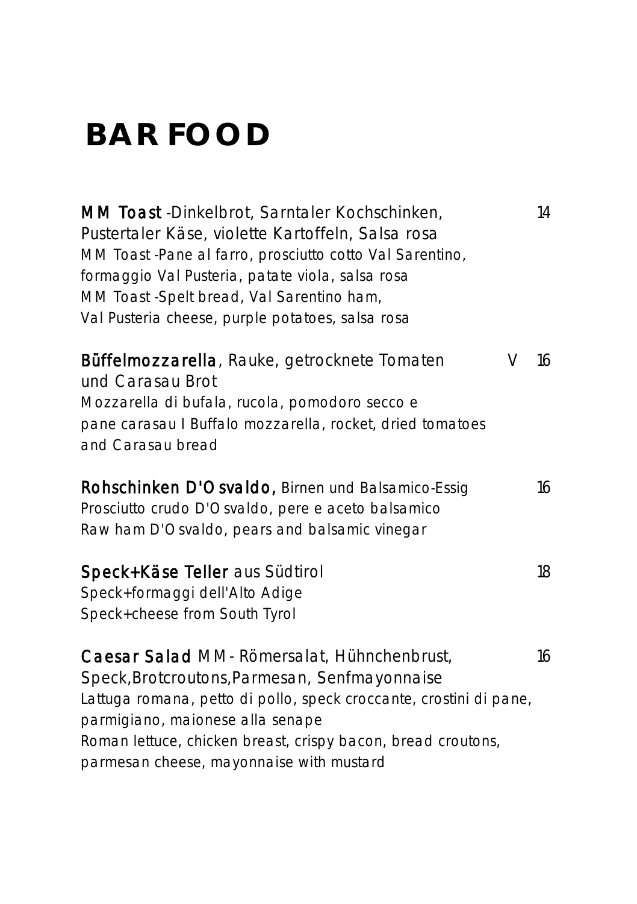# BAR FOOD

**MM Toast** -Dinkelbrot, Sarntaler Kochschinken, Pustertaler Käse, violette Kartoffeln, Salsa rosa — 14
MM Toast -Pane al farro, prosciutto cotto Val Sarentino, formaggio Val Pusteria, patate viola, salsa rosa
MM Toast -Spelt bread, Val Sarentino ham, Val Pusteria cheese, purple potatoes, salsa rosa

**Büffelmozzarella**, Rauke, getrocknete Tomaten und Carasau Brot — V 16
Mozzarella di bufala, rucola, pomodoro secco e pane carasau I Buffalo mozzarella, rocket, dried tomatoes and Carasau bread

**Rohschinken D'Osvaldo,** Birnen und Balsamico-Essig — 16
Prosciutto crudo D'Osvaldo, pere e aceto balsamico
Raw ham D'Osvaldo, pears and balsamic vinegar

**Speck+Käse Teller** aus Südtirol — 18
Speck+formaggi dell'Alto Adige
Speck+cheese from South Tyrol

**Caesar Salad** MM- Römersalat, Hühnchenbrust, Speck,Brotcroutons,Parmesan, Senfmayonnaise — 16
Lattuga romana, petto di pollo, speck croccante, crostini di pane, parmigiano, maionese alla senape
Roman lettuce, chicken breast, crispy bacon, bread croutons, parmesan cheese, mayonnaise with mustard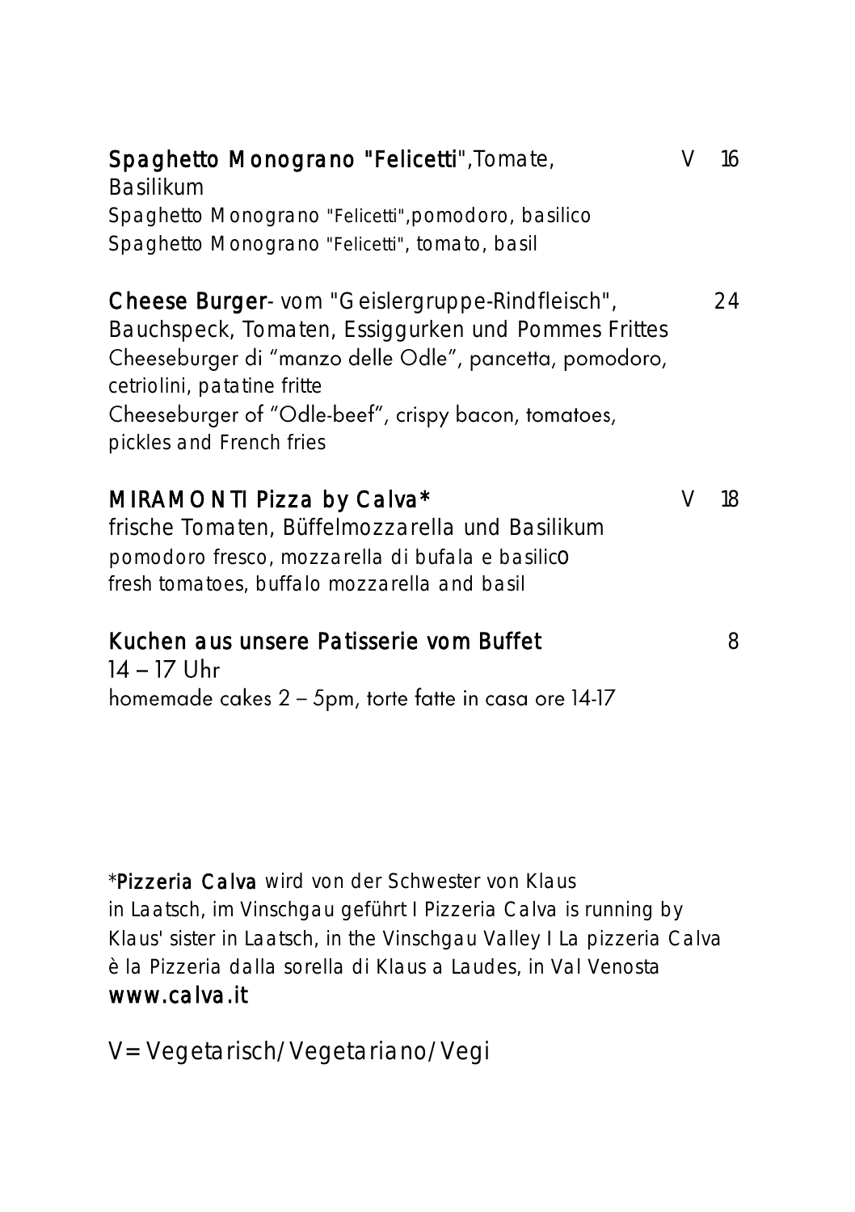**Spaghetto Monograno "Felicetti"**, Tomate, Basilikum — V 16
Spaghetto Monograno "Felicetti", pomodoro, basilico
Spaghetto Monograno "Felicetti", tomato, basil

**Cheese Burger**- vom "Geislergruppe-Rindfleisch", Bauchspeck, Tomaten, Essiggurken und Pommes Frittes — 24
Cheeseburger di "manzo delle Odle", pancetta, pomodoro, cetriolini, patatine fritte
Cheeseburger of "Odle-beef", crispy bacon, tomatoes, pickles and French fries

**MIRAMONTI Pizza by Calva*** — V 18
frische Tomaten, Büffelmozzarella und Basilikum
pomodoro fresco, mozzarella di bufala e basilico
fresh tomatoes, buffalo mozzarella and basil

**Kuchen aus unsere Patisserie vom Buffet** — 8
14 – 17 Uhr
homemade cakes 2 – 5pm, torte fatte in casa ore 14-17

*Pizzeria Calva wird von der Schwester von Klaus in Laatsch, im Vinschgau geführt I Pizzeria Calva is running by Klaus' sister in Laatsch, in the Vinschgau Valley I La pizzeria Calva è la Pizzeria dalla sorella di Klaus a Laudes, in Val Venosta
www.calva.it

V= Vegetarisch/Vegetariano/Vegi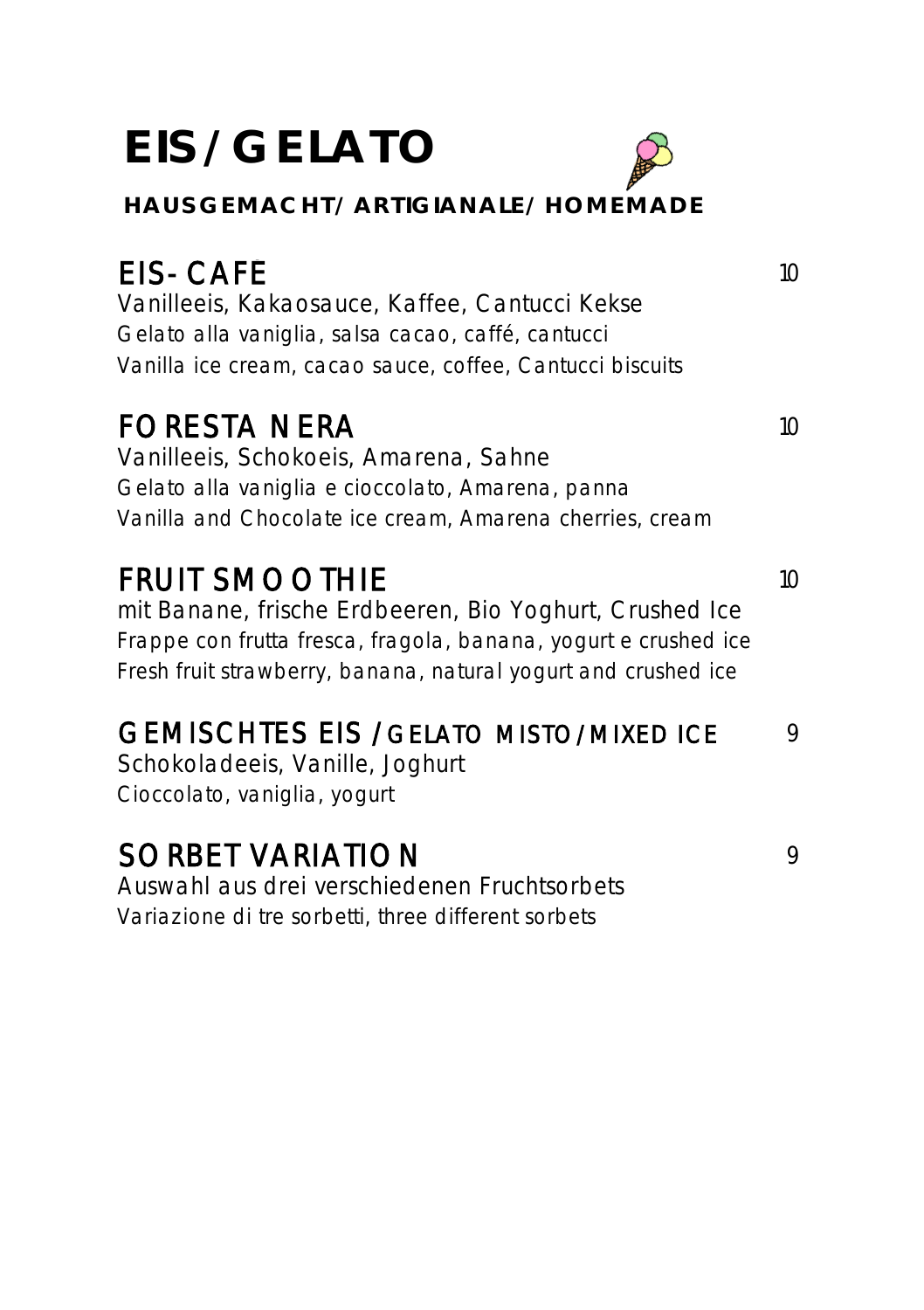# EIS / GELATO

**HAUSGEMACHT/ ARTIGIANALE/ HOMEMADE**

## EIS- CAFE 10

Vanilleeis, Kakaosauce, Kaffee, Cantucci Kekse
*Gelato alla vaniglia, salsa cacao, caffé, cantucci*
*Vanilla ice cream, cacao sauce, coffee, Cantucci biscuits*

## FORESTA NERA 10

Vanilleeis, Schokoeis, Amarena, Sahne
*Gelato alla vaniglia e cioccolato, Amarena, panna*
*Vanilla and Chocolate ice cream, Amarena cherries, cream*

## FRUIT SMOOTHIE 10

mit Banane, frische Erdbeeren, Bio Yoghurt, Crushed Ice
*Frappe con frutta fresca, fragola, banana, yogurt e crushed ice*
*Fresh fruit strawberry, banana, natural yogurt and crushed ice*

## GEMISCHTES EIS / GELATO MISTO / MIXED ICE 9

Schokoladeeis, Vanille, Joghurt
*Cioccolato, vaniglia, yogurt*

## SORBET VARIATION 9

Auswahl aus drei verschiedenen Fruchtsorbets
*Variazione di tre sorbetti, three different sorbets*